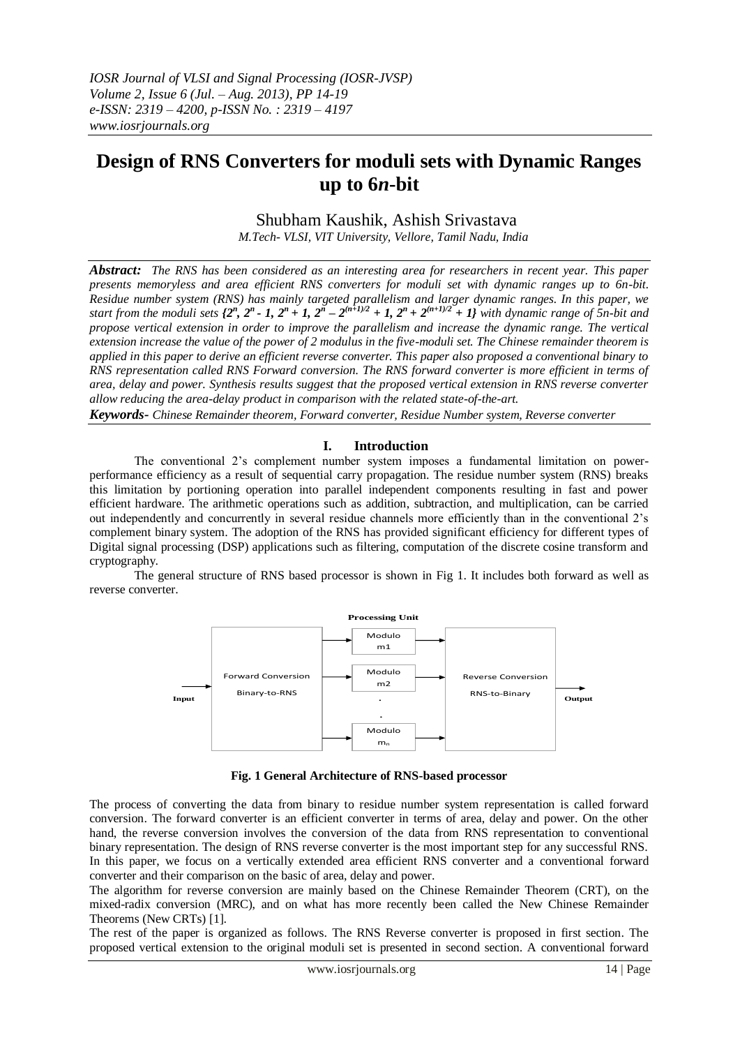# Design of RNS Converters for moduli sets with Dynamic Ranges up to 6*n*-bit

Shubham Kaushik, Ashish Srivastava

*M.Tech- VLSI, VIT University, Vellore, Tamil Nadu, India*

***Abstract:*** *The RNS has been considered as an interesting area for researchers in recent year. This paper presents memoryless and area efficient RNS converters for moduli set with dynamic ranges up to 6n-bit. Residue number system (RNS) has mainly targeted parallelism and larger dynamic ranges. In this paper, we start from the moduli sets* $\{2^n, 2^n - 1, 2^n + 1, 2^n - 2^{(n+1)/2} + 1, 2^n + 2^{(n+1)/2} + 1\}$ *with dynamic range of 5n-bit and propose vertical extension in order to improve the parallelism and increase the dynamic range. The vertical extension increase the value of the power of 2 modulus in the five-moduli set. The Chinese remainder theorem is applied in this paper to derive an efficient reverse converter. This paper also proposed a conventional binary to RNS representation called RNS Forward conversion. The RNS forward converter is more efficient in terms of area, delay and power. Synthesis results suggest that the proposed vertical extension in RNS reverse converter allow reducing the area-delay product in comparison with the related state-of-the-art.*

***Keywords-*** *Chinese Remainder theorem, Forward converter, Residue Number system, Reverse converter*

## I. Introduction

The conventional 2's complement number system imposes a fundamental limitation on power-performance efficiency as a result of sequential carry propagation. The residue number system (RNS) breaks this limitation by portioning operation into parallel independent components resulting in fast and power efficient hardware. The arithmetic operations such as addition, subtraction, and multiplication, can be carried out independently and concurrently in several residue channels more efficiently than in the conventional 2's complement binary system. The adoption of the RNS has provided significant efficiency for different types of Digital signal processing (DSP) applications such as filtering, computation of the discrete cosine transform and cryptography.

The general structure of RNS based processor is shown in Fig 1. It includes both forward as well as reverse converter.

Processing Unit

Input → Forward Conversion Binary-to-RNS → Modulo $m_1$, Modulo $m_2$, ..., Modulo $m_n$ → Reverse Conversion RNS-to-Binary → Output

**Fig. 1 General Architecture of RNS-based processor**

The process of converting the data from binary to residue number system representation is called forward conversion. The forward converter is an efficient converter in terms of area, delay and power. On the other hand, the reverse conversion involves the conversion of the data from RNS representation to conventional binary representation. The design of RNS reverse converter is the most important step for any successful RNS. In this paper, we focus on a vertically extended area efficient RNS converter and a conventional forward converter and their comparison on the basic of area, delay and power.

The algorithm for reverse conversion are mainly based on the Chinese Remainder Theorem (CRT), on the mixed-radix conversion (MRC), and on what has more recently been called the New Chinese Remainder Theorems (New CRTs) [1].

The rest of the paper is organized as follows. The RNS Reverse converter is proposed in first section. The proposed vertical extension to the original moduli set is presented in second section. A conventional forward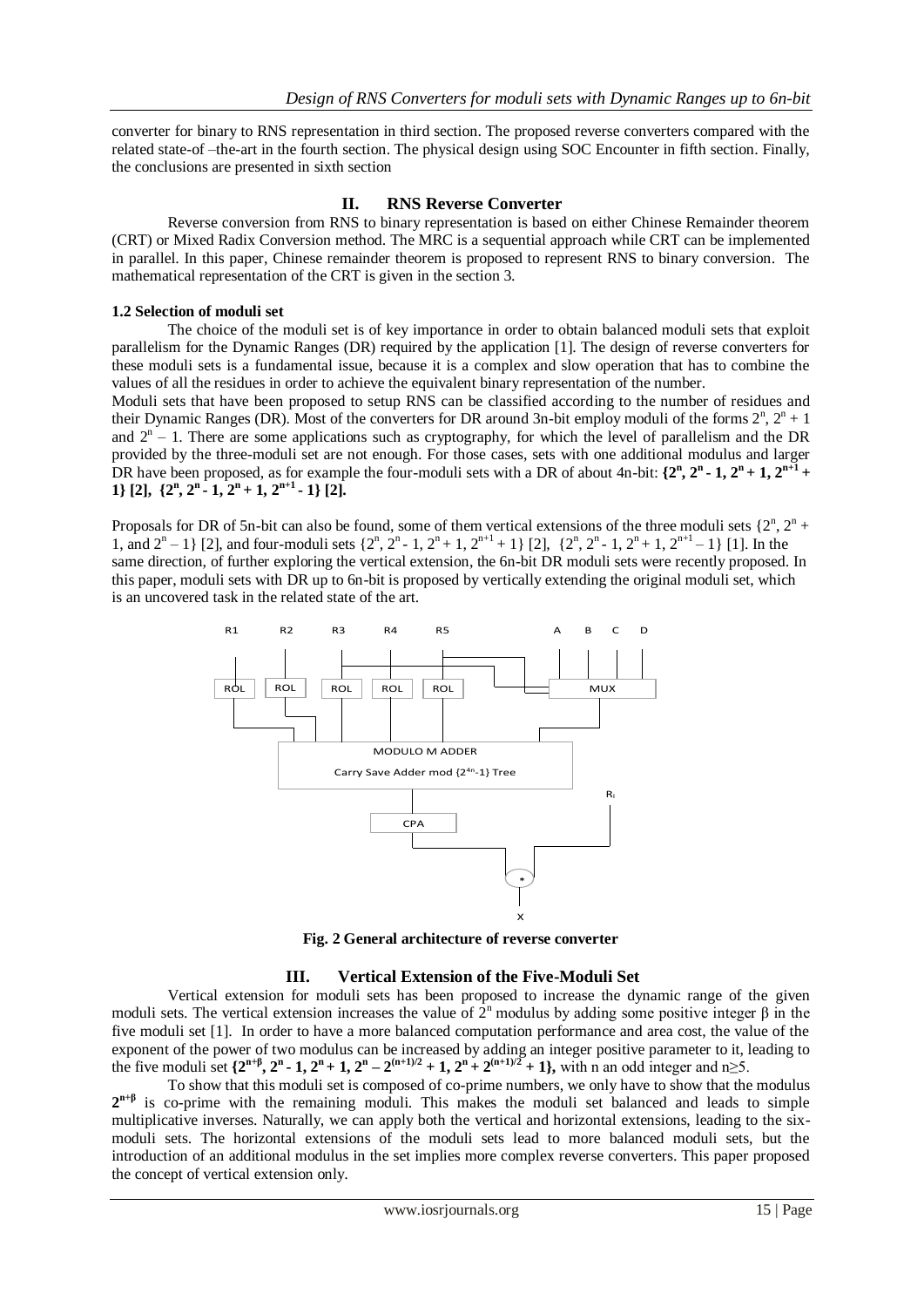converter for binary to RNS representation in third section. The proposed reverse converters compared with the related state-of –the-art in the fourth section. The physical design using SOC Encounter in fifth section. Finally, the conclusions are presented in sixth section

## II. RNS Reverse Converter

Reverse conversion from RNS to binary representation is based on either Chinese Remainder theorem (CRT) or Mixed Radix Conversion method. The MRC is a sequential approach while CRT can be implemented in parallel. In this paper, Chinese remainder theorem is proposed to represent RNS to binary conversion. The mathematical representation of the CRT is given in the section 3.

### 1.2 Selection of moduli set

The choice of the moduli set is of key importance in order to obtain balanced moduli sets that exploit parallelism for the Dynamic Ranges (DR) required by the application [1]. The design of reverse converters for these moduli sets is a fundamental issue, because it is a complex and slow operation that has to combine the values of all the residues in order to achieve the equivalent binary representation of the number.

Moduli sets that have been proposed to setup RNS can be classified according to the number of residues and their Dynamic Ranges (DR). Most of the converters for DR around 3n-bit employ moduli of the forms $2^n$, $2^n + 1$ and $2^n – 1$. There are some applications such as cryptography, for which the level of parallelism and the DR provided by the three-moduli set are not enough. For those cases, sets with one additional modulus and larger DR have been proposed, as for example the four-moduli sets with a DR of about 4n-bit: **$\{2^n, 2^n - 1, 2^n + 1, 2^{n+1} + 1\}$ [2], $\{2^n, 2^n - 1, 2^n + 1, 2^{n+1} - 1\}$ [2].**

Proposals for DR of 5n-bit can also be found, some of them vertical extensions of the three moduli sets $\{2^n, 2^n + 1, \text{and } 2^n – 1\}$ [2], and four-moduli sets $\{2^n, 2^n - 1, 2^n + 1, 2^{n+1} + 1\}$ [2], $\{2^n, 2^n - 1, 2^n + 1, 2^{n+1} – 1\}$ [1]. In the same direction, of further exploring the vertical extension, the 6n-bit DR moduli sets were recently proposed. In this paper, moduli sets with DR up to 6n-bit is proposed by vertically extending the original moduli set, which is an uncovered task in the related state of the art.

**Fig. 2 General architecture of reverse converter**

## III. Vertical Extension of the Five-Moduli Set

Vertical extension for moduli sets has been proposed to increase the dynamic range of the given moduli sets. The vertical extension increases the value of $2^n$ modulus by adding some positive integer β in the five moduli set [1]. In order to have a more balanced computation performance and area cost, the value of the exponent of the power of two modulus can be increased by adding an integer positive parameter to it, leading to the five moduli set **$\{2^{n+\beta}, 2^n - 1, 2^n + 1, 2^n – 2^{(n+1)/2} + 1, 2^n + 2^{(n+1)/2} + 1\}$,** with n an odd integer and n≥5.

To show that this moduli set is composed of co-prime numbers, we only have to show that the modulus **$2^{n+\beta}$** is co-prime with the remaining moduli. This makes the moduli set balanced and leads to simple multiplicative inverses. Naturally, we can apply both the vertical and horizontal extensions, leading to the six-moduli sets. The horizontal extensions of the moduli sets lead to more balanced moduli sets, but the introduction of an additional modulus in the set implies more complex reverse converters. This paper proposed the concept of vertical extension only.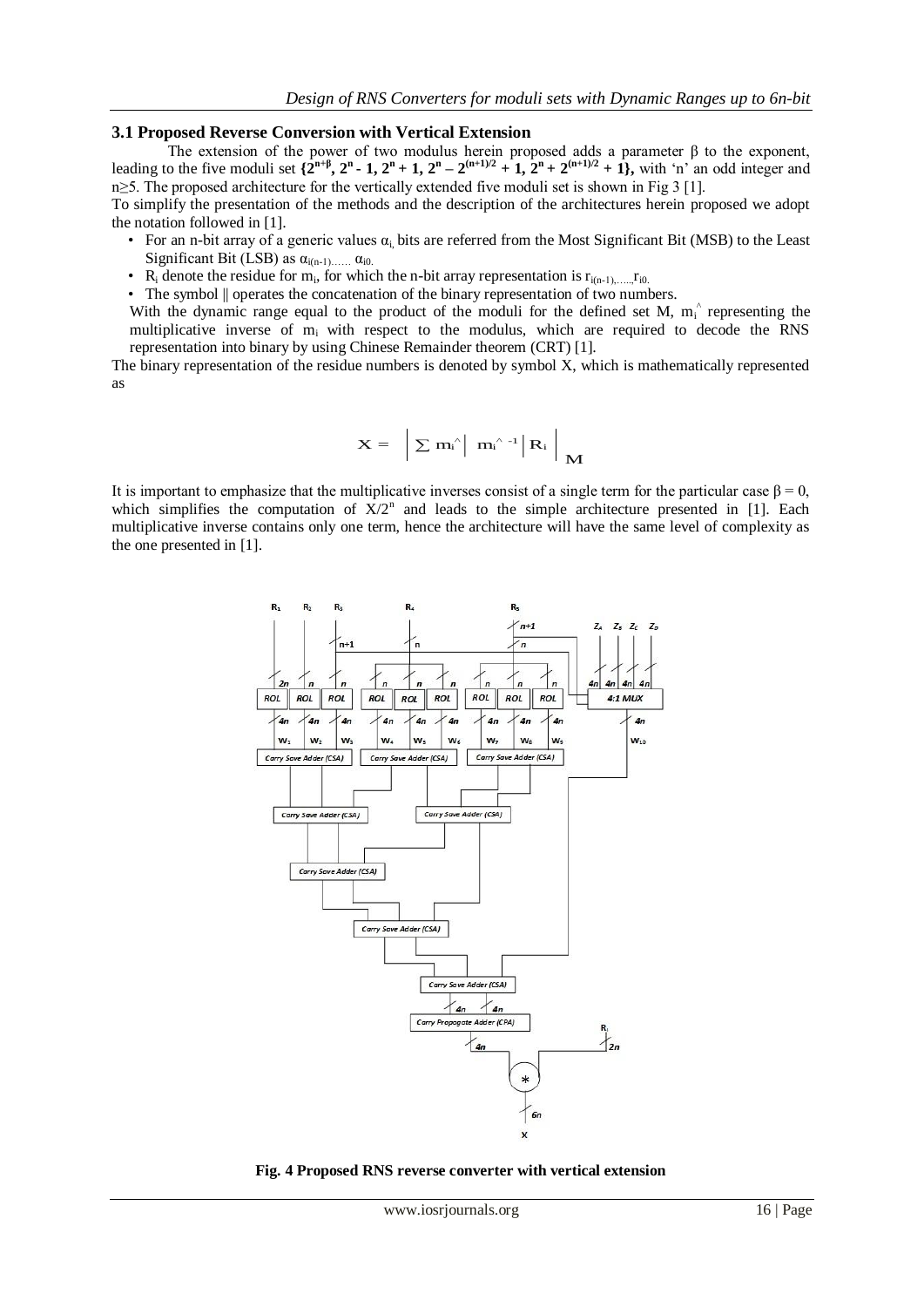### 3.1 Proposed Reverse Conversion with Vertical Extension

The extension of the power of two modulus herein proposed adds a parameter β to the exponent, leading to the five moduli set **$\{2^{n+\beta}, 2^n - 1, 2^n + 1, 2^n - 2^{(n+1)/2} + 1, 2^n + 2^{(n+1)/2} + 1\}$,** with 'n' an odd integer and $n \geq 5$. The proposed architecture for the vertically extended five moduli set is shown in Fig 3 [1].

To simplify the presentation of the methods and the description of the architectures herein proposed we adopt the notation followed in [1].

- For an n-bit array of a generic values $\alpha_i$, bits are referred from the Most Significant Bit (MSB) to the Least Significant Bit (LSB) as $\alpha_{i(n-1)}\ldots\ldots \alpha_{i0}$.
- $R_i$ denote the residue for $m_i$, for which the n-bit array representation is $r_{i(n-1)},\ldots\ldots,r_{i0}$.
- The symbol || operates the concatenation of the binary representation of two numbers.

With the dynamic range equal to the product of the moduli for the defined set M, $m_i^{\wedge}$ representing the multiplicative inverse of $m_i$ with respect to the modulus, which are required to decode the RNS representation into binary by using Chinese Remainder theorem (CRT) [1].

The binary representation of the residue numbers is denoted by symbol X, which is mathematically represented as

$$X = \left| \sum m_i^{\wedge} \left| \; m_i^{\wedge\,-1} \right| R_i \right|_M$$

It is important to emphasize that the multiplicative inverses consist of a single term for the particular case β = 0, which simplifies the computation of $X/2^n$ and leads to the simple architecture presented in [1]. Each multiplicative inverse contains only one term, hence the architecture will have the same level of complexity as the one presented in [1].

**Fig. 4 Proposed RNS reverse converter with vertical extension**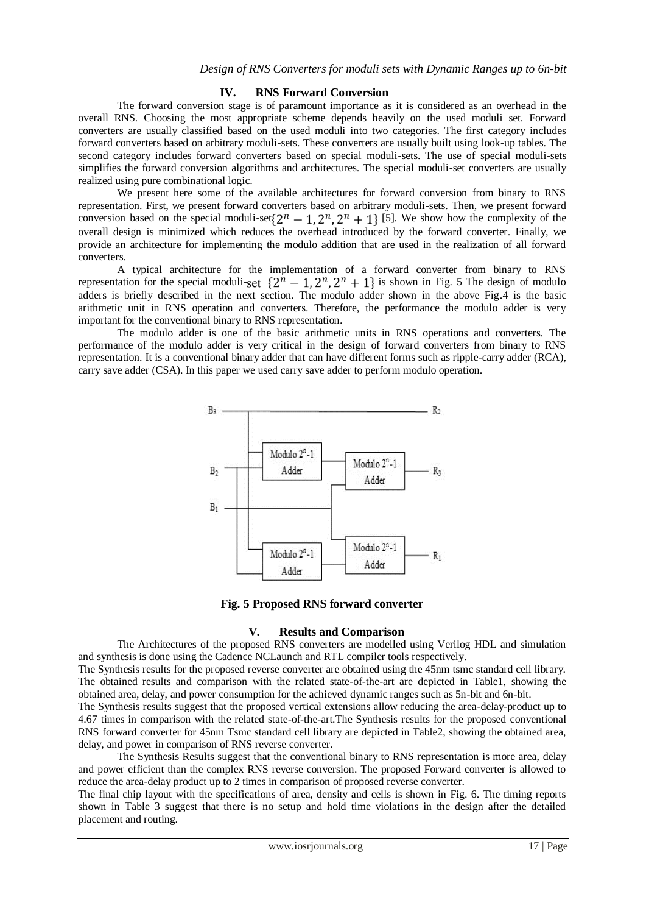## IV. RNS Forward Conversion

The forward conversion stage is of paramount importance as it is considered as an overhead in the overall RNS. Choosing the most appropriate scheme depends heavily on the used moduli set. Forward converters are usually classified based on the used moduli into two categories. The first category includes forward converters based on arbitrary moduli-sets. These converters are usually built using look-up tables. The second category includes forward converters based on special moduli-sets. The use of special moduli-sets simplifies the forward conversion algorithms and architectures. The special moduli-set converters are usually realized using pure combinational logic.

We present here some of the available architectures for forward conversion from binary to RNS representation. First, we present forward converters based on arbitrary moduli-sets. Then, we present forward conversion based on the special moduli-set$\{2^n - 1, 2^n, 2^n + 1\}$ [5]. We show how the complexity of the overall design is minimized which reduces the overhead introduced by the forward converter. Finally, we provide an architecture for implementing the modulo addition that are used in the realization of all forward converters.

A typical architecture for the implementation of a forward converter from binary to RNS representation for the special moduli-set $\{2^n - 1, 2^n, 2^n + 1\}$ is shown in Fig. 5 The design of modulo adders is briefly described in the next section. The modulo adder shown in the above Fig.4 is the basic arithmetic unit in RNS operation and converters. Therefore, the performance the modulo adder is very important for the conventional binary to RNS representation.

The modulo adder is one of the basic arithmetic units in RNS operations and converters. The performance of the modulo adder is very critical in the design of forward converters from binary to RNS representation. It is a conventional binary adder that can have different forms such as ripple-carry adder (RCA), carry save adder (CSA). In this paper we used carry save adder to perform modulo operation.

**Fig. 5 Proposed RNS forward converter**

## V. Results and Comparison

The Architectures of the proposed RNS converters are modelled using Verilog HDL and simulation and synthesis is done using the Cadence NCLaunch and RTL compiler tools respectively.

The Synthesis results for the proposed reverse converter are obtained using the 45nm tsmc standard cell library. The obtained results and comparison with the related state-of-the-art are depicted in Table1, showing the obtained area, delay, and power consumption for the achieved dynamic ranges such as 5n-bit and 6n-bit.

The Synthesis results suggest that the proposed vertical extensions allow reducing the area-delay-product up to 4.67 times in comparison with the related state-of-the-art.The Synthesis results for the proposed conventional RNS forward converter for 45nm Tsmc standard cell library are depicted in Table2, showing the obtained area, delay, and power in comparison of RNS reverse converter.

The Synthesis Results suggest that the conventional binary to RNS representation is more area, delay and power efficient than the complex RNS reverse conversion. The proposed Forward converter is allowed to reduce the area-delay product up to 2 times in comparison of proposed reverse converter.

The final chip layout with the specifications of area, density and cells is shown in Fig. 6. The timing reports shown in Table 3 suggest that there is no setup and hold time violations in the design after the detailed placement and routing.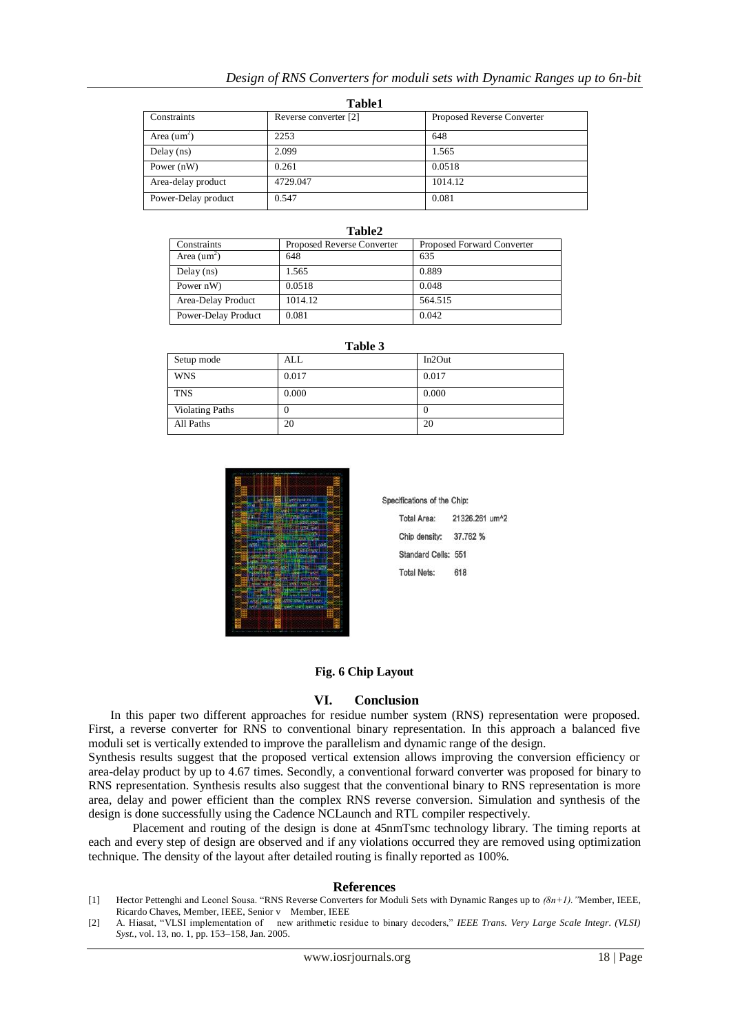**Table1**

| Constraints | Reverse converter [2] | Proposed Reverse Converter |
|---|---|---|
| Area ($um^2$) | 2253 | 648 |
| Delay (ns) | 2.099 | 1.565 |
| Power (nW) | 0.261 | 0.0518 |
| Area-delay product | 4729.047 | 1014.12 |
| Power-Delay product | 0.547 | 0.081 |

**Table2**

| Constraints | Proposed Reverse Converter | Proposed Forward Converter |
|---|---|---|
| Area ($um^2$) | 648 | 635 |
| Delay (ns) | 1.565 | 0.889 |
| Power nW) | 0.0518 | 0.048 |
| Area-Delay Product | 1014.12 | 564.515 |
| Power-Delay Product | 0.081 | 0.042 |

**Table 3**

| Setup mode | ALL | In2Out |
|---|---|---|
| WNS | 0.017 | 0.017 |
| TNS | 0.000 | 0.000 |
| Violating Paths | 0 | 0 |
| All Paths | 20 | 20 |

Specifications of the Chip:

Total Area: 21326.261 um^2

Chip density: 37.762 %

Standard Cells: 551

Total Nets: 618

**Fig. 6 Chip Layout**

## VI. Conclusion

In this paper two different approaches for residue number system (RNS) representation were proposed. First, a reverse converter for RNS to conventional binary representation. In this approach a balanced five moduli set is vertically extended to improve the parallelism and dynamic range of the design.

Synthesis results suggest that the proposed vertical extension allows improving the conversion efficiency or area-delay product by up to 4.67 times. Secondly, a conventional forward converter was proposed for binary to RNS representation. Synthesis results also suggest that the conventional binary to RNS representation is more area, delay and power efficient than the complex RNS reverse conversion. Simulation and synthesis of the design is done successfully using the Cadence NCLaunch and RTL compiler respectively.

Placement and routing of the design is done at 45nmTsmc technology library. The timing reports at each and every step of design are observed and if any violations occurred they are removed using optimization technique. The density of the layout after detailed routing is finally reported as 100%.

## References

[1] Hector Pettenghi and Leonel Sousa. "RNS Reverse Converters for Moduli Sets with Dynamic Ranges up to *(8n+1)."* Member, IEEE, Ricardo Chaves, Member, IEEE, Senior v Member, IEEE

[2] A. Hiasat, "VLSI implementation of new arithmetic residue to binary decoders," *IEEE Trans. Very Large Scale Integr. (VLSI) Syst.*, vol. 13, no. 1, pp. 153–158, Jan. 2005.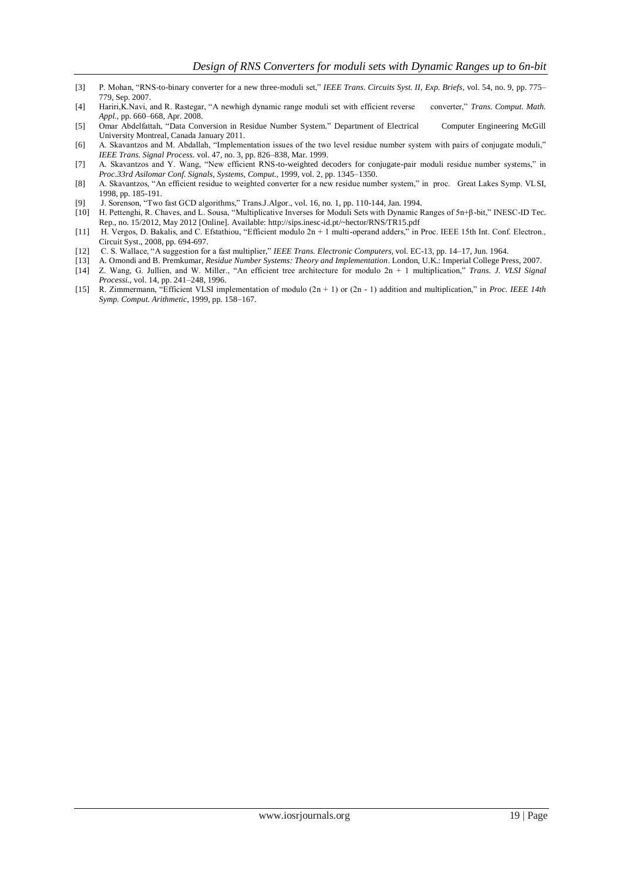[3] P. Mohan, "RNS-to-binary converter for a new three-moduli set," *IEEE Trans. Circuits Syst. II, Exp. Briefs*, vol. 54, no. 9, pp. 775–779, Sep. 2007.

[4] Hariri,K.Navi, and R. Rastegar, "A newhigh dynamic range moduli set with efficient reverse converter," *Trans. Comput. Math. Appl.*, pp. 660–668, Apr. 2008.

[5] Omar Abdelfattah, "Data Conversion in Residue Number System." Department of Electrical Computer Engineering McGill University Montreal, Canada January 2011.

[6] A. Skavantzos and M. Abdallah, "Implementation issues of the two level residue number system with pairs of conjugate moduli," *IEEE Trans. Signal Process.* vol. 47, no. 3, pp. 826–838, Mar. 1999.

[7] A. Skavantzos and Y. Wang, "New efficient RNS-to-weighted decoders for conjugate-pair moduli residue number systems," in *Proc.33rd Asilomar Conf. Signals, Systems, Comput.*, 1999, vol. 2, pp. 1345–1350.

[8] A. Skavantzos, "An efficient residue to weighted converter for a new residue number system," in proc. Great Lakes Symp. VLSI, 1998, pp. 185-191.

[9] J. Sorenson, "Two fast GCD algorithms," Trans.J.Algor., vol. 16, no. 1, pp. 110-144, Jan. 1994.

[10] H. Pettenghi, R. Chaves, and L. Sousa, "Multiplicative Inverses for Moduli Sets with Dynamic Ranges of 5n+β-bit," INESC-ID Tec. Rep., no. 15/2012, May 2012 [Online]. Available: http://sips.inesc-id.pt/~hector/RNS/TR15.pdf

[11] H. Vergos, D. Bakalis, and C. Efstathiou, "Efficient modulo 2n + 1 multi-operand adders," in Proc. IEEE 15th Int. Conf. Electron., Circuit Syst., 2008, pp. 694-697.

[12] C. S. Wallace, "A suggestion for a fast multiplier," *IEEE Trans. Electronic Computers*, vol. EC-13, pp. 14–17, Jun. 1964.

[13] A. Omondi and B. Premkumar, *Residue Number Systems: Theory and Implementation*. London, U.K.: Imperial College Press, 2007.

[14] Z. Wang, G. Jullien, and W. Miller., "An efficient tree architecture for modulo 2n + 1 multiplication," *Trans. J. VLSI Signal Processi.*, vol. 14, pp. 241–248, 1996.

[15] R. Zimmermann, "Efficient VLSI implementation of modulo (2n + 1) or (2n - 1) addition and multiplication," in *Proc. IEEE 14th Symp. Comput. Arithmetic*, 1999, pp. 158–167.